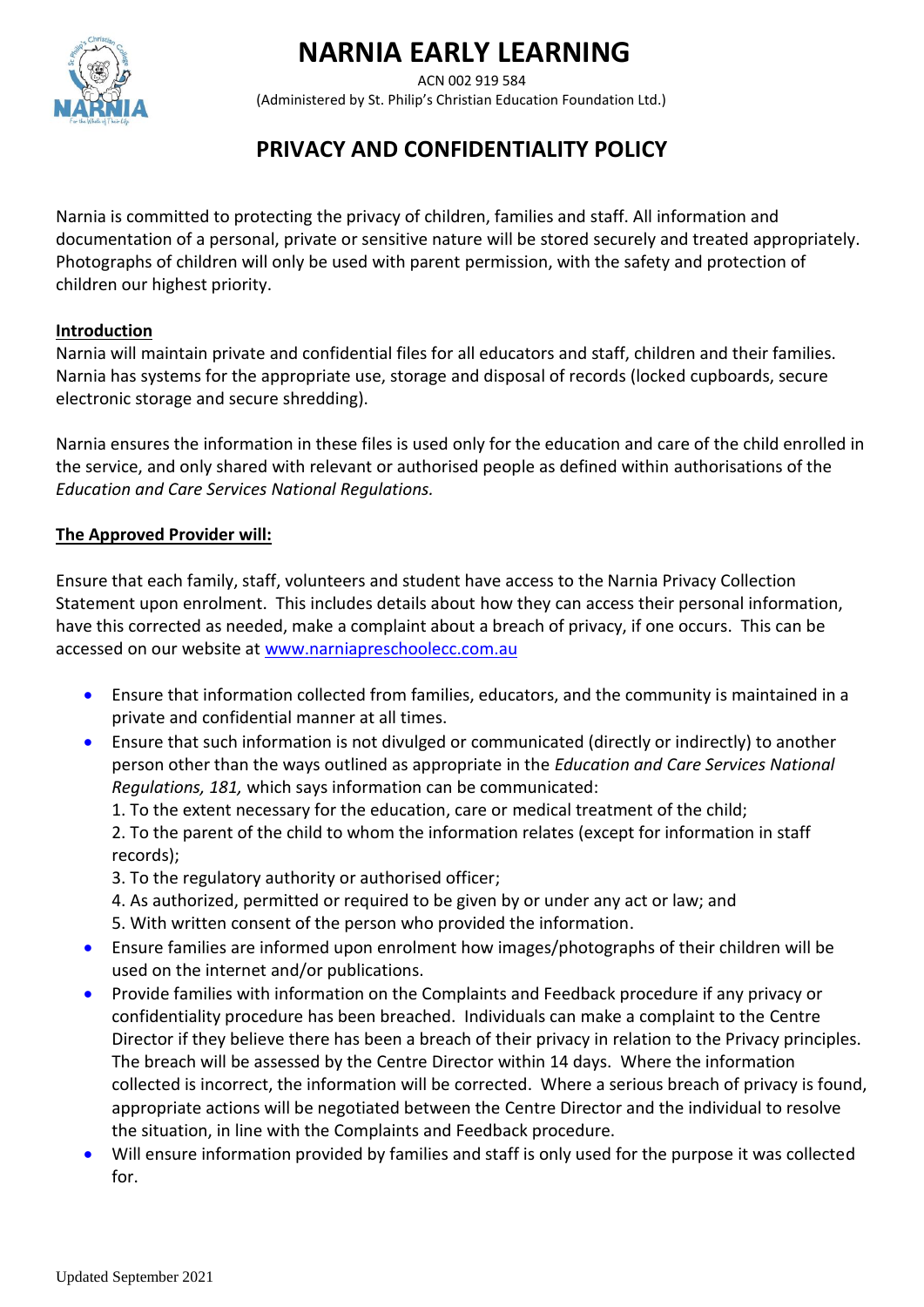# NARNIA EARLY LEARNING

ACN 002 919 584

(Administered by St. Philip's Christian Education Foundation Ltd.)

## PRIVACY AND CONFIDENTIALITY POLICY

Narnia is committed to protecting the privacy of children, families and staff. All information and documentation of a personal, private or sensitive nature will be stored securely and treated appropriately. Photographs of children will only be used with parent permission, with the safety and protection of children our highest priority.

**Introduction**

Narnia will maintain private and confidential files for all educators and staff, children and their families. Narnia has systems for the appropriate use, storage and disposal of records (locked cupboards, secure electronic storage and secure shredding).

Narnia ensures the information in these files is used only for the education and care of the child enrolled in the service, and only shared with relevant or authorised people as defined within authorisations of the *Education and Care Services National Regulations.*

**The Approved Provider will:**

Ensure that each family, staff, volunteers and student have access to the Narnia Privacy Collection Statement upon enrolment. This includes details about how they can access their personal information, have this corrected as needed, make a complaint about a breach of privacy, if one occurs. This can be accessed on our website at www.narniapreschoolecc.com.au

- Ensure that information collected from families, educators, and the community is maintained in a private and confidential manner at all times.
- Ensure that such information is not divulged or communicated (directly or indirectly) to another person other than the ways outlined as appropriate in the *Education and Care Services National Regulations, 181,* which says information can be communicated:
  1. To the extent necessary for the education, care or medical treatment of the child;
  2. To the parent of the child to whom the information relates (except for information in staff records);
  3. To the regulatory authority or authorised officer;
  4. As authorized, permitted or required to be given by or under any act or law; and
  5. With written consent of the person who provided the information.
- Ensure families are informed upon enrolment how images/photographs of their children will be used on the internet and/or publications.
- Provide families with information on the Complaints and Feedback procedure if any privacy or confidentiality procedure has been breached. Individuals can make a complaint to the Centre Director if they believe there has been a breach of their privacy in relation to the Privacy principles. The breach will be assessed by the Centre Director within 14 days. Where the information collected is incorrect, the information will be corrected. Where a serious breach of privacy is found, appropriate actions will be negotiated between the Centre Director and the individual to resolve the situation, in line with the Complaints and Feedback procedure.
- Will ensure information provided by families and staff is only used for the purpose it was collected for.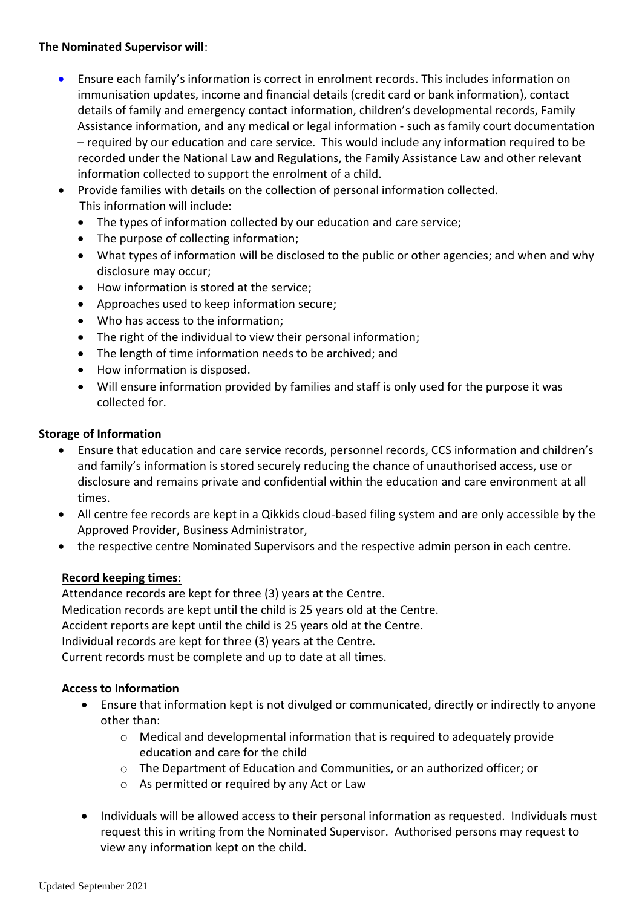**The Nominated Supervisor will**:

- Ensure each family's information is correct in enrolment records. This includes information on immunisation updates, income and financial details (credit card or bank information), contact details of family and emergency contact information, children's developmental records, Family Assistance information, and any medical or legal information - such as family court documentation – required by our education and care service. This would include any information required to be recorded under the National Law and Regulations, the Family Assistance Law and other relevant information collected to support the enrolment of a child.
- Provide families with details on the collection of personal information collected. This information will include:
  - The types of information collected by our education and care service;
  - The purpose of collecting information;
  - What types of information will be disclosed to the public or other agencies; and when and why disclosure may occur;
  - How information is stored at the service;
  - Approaches used to keep information secure;
  - Who has access to the information;
  - The right of the individual to view their personal information;
  - The length of time information needs to be archived; and
  - How information is disposed.
  - Will ensure information provided by families and staff is only used for the purpose it was collected for.

**Storage of Information**

- Ensure that education and care service records, personnel records, CCS information and children's and family's information is stored securely reducing the chance of unauthorised access, use or disclosure and remains private and confidential within the education and care environment at all times.
- All centre fee records are kept in a Qikkids cloud-based filing system and are only accessible by the Approved Provider, Business Administrator,
- the respective centre Nominated Supervisors and the respective admin person in each centre.

**Record keeping times:**

Attendance records are kept for three (3) years at the Centre.
Medication records are kept until the child is 25 years old at the Centre.
Accident reports are kept until the child is 25 years old at the Centre.
Individual records are kept for three (3) years at the Centre.
Current records must be complete and up to date at all times.

**Access to Information**

- Ensure that information kept is not divulged or communicated, directly or indirectly to anyone other than:
  - Medical and developmental information that is required to adequately provide education and care for the child
  - The Department of Education and Communities, or an authorized officer; or
  - As permitted or required by any Act or Law
- Individuals will be allowed access to their personal information as requested. Individuals must request this in writing from the Nominated Supervisor. Authorised persons may request to view any information kept on the child.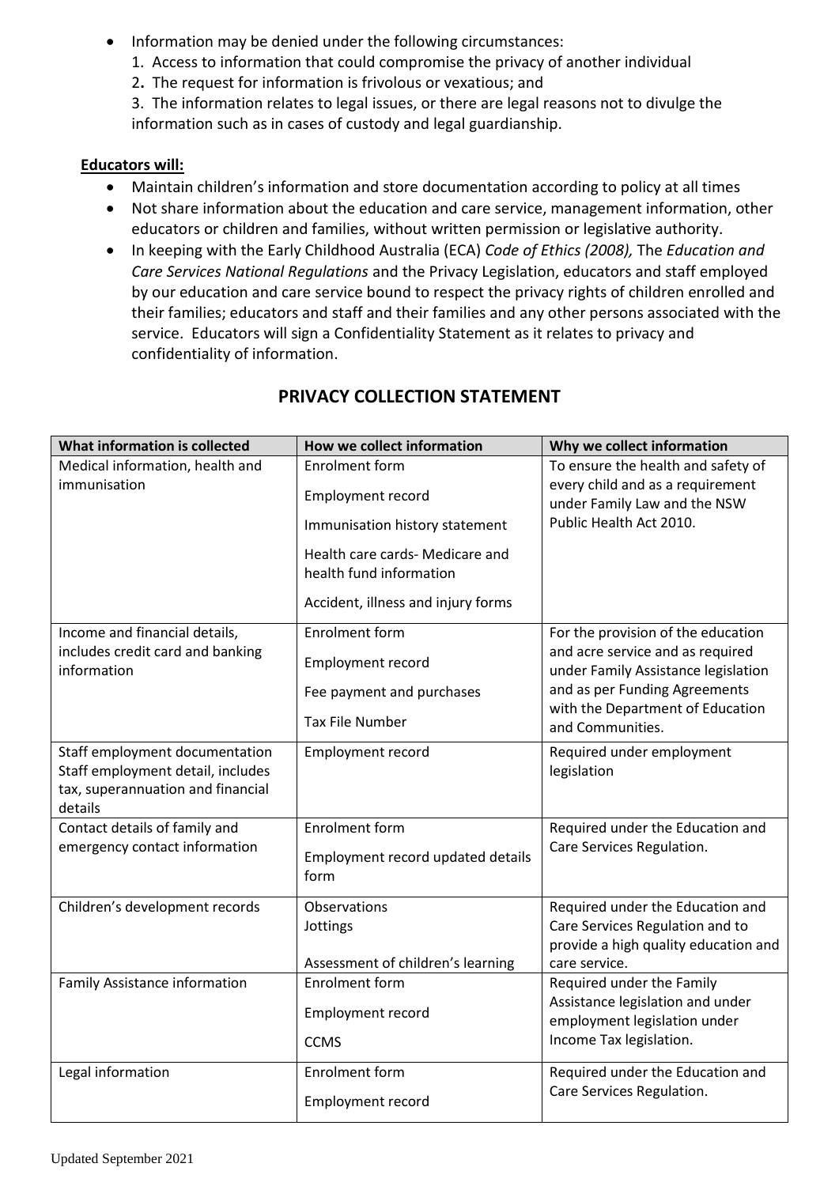- Information may be denied under the following circumstances:
  1. Access to information that could compromise the privacy of another individual
  2. The request for information is frivolous or vexatious; and
  3. The information relates to legal issues, or there are legal reasons not to divulge the information such as in cases of custody and legal guardianship.

**Educators will:**

- Maintain children's information and store documentation according to policy at all times
- Not share information about the education and care service, management information, other educators or children and families, without written permission or legislative authority.
- In keeping with the Early Childhood Australia (ECA) *Code of Ethics (2008),* The *Education and Care Services National Regulations* and the Privacy Legislation, educators and staff employed by our education and care service bound to respect the privacy rights of children enrolled and their families; educators and staff and their families and any other persons associated with the service. Educators will sign a Confidentiality Statement as it relates to privacy and confidentiality of information.

## PRIVACY COLLECTION STATEMENT

| What information is collected | How we collect information | Why we collect information |
|---|---|---|
| Medical information, health and immunisation | Enrolment form<br>Employment record<br>Immunisation history statement<br>Health care cards- Medicare and health fund information<br>Accident, illness and injury forms | To ensure the health and safety of every child and as a requirement under Family Law and the NSW Public Health Act 2010. |
| Income and financial details, includes credit card and banking information | Enrolment form<br>Employment record<br>Fee payment and purchases<br>Tax File Number | For the provision of the education and acre service and as required under Family Assistance legislation and as per Funding Agreements with the Department of Education and Communities. |
| Staff employment documentation Staff employment detail, includes tax, superannuation and financial details | Employment record | Required under employment legislation |
| Contact details of family and emergency contact information | Enrolment form<br>Employment record updated details form | Required under the Education and Care Services Regulation. |
| Children's development records | Observations<br>Jottings<br>Assessment of children's learning | Required under the Education and Care Services Regulation and to provide a high quality education and care service. |
| Family Assistance information | Enrolment form<br>Employment record<br>CCMS | Required under the Family Assistance legislation and under employment legislation under Income Tax legislation. |
| Legal information | Enrolment form<br>Employment record | Required under the Education and Care Services Regulation. |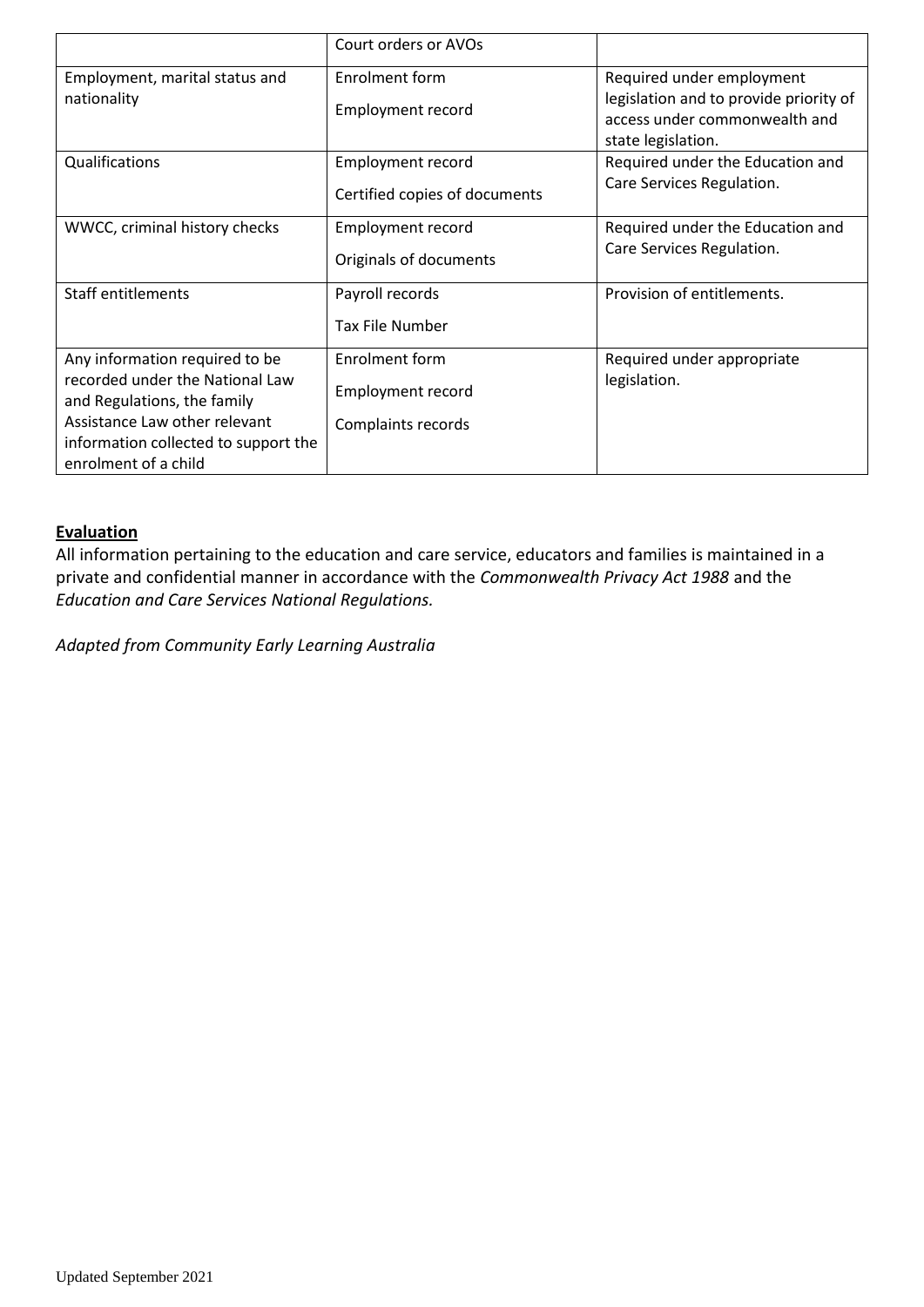| | | |
|---|---|---|
| | Court orders or AVOs | |
| Employment, marital status and nationality | Enrolment form<br>Employment record | Required under employment legislation and to provide priority of access under commonwealth and state legislation. |
| Qualifications | Employment record<br>Certified copies of documents | Required under the Education and Care Services Regulation. |
| WWCC, criminal history checks | Employment record<br>Originals of documents | Required under the Education and Care Services Regulation. |
| Staff entitlements | Payroll records<br>Tax File Number | Provision of entitlements. |
| Any information required to be recorded under the National Law and Regulations, the family Assistance Law other relevant information collected to support the enrolment of a child | Enrolment form<br>Employment record<br>Complaints records | Required under appropriate legislation. |

**Evaluation**

All information pertaining to the education and care service, educators and families is maintained in a private and confidential manner in accordance with the *Commonwealth Privacy Act 1988* and the *Education and Care Services National Regulations.*

*Adapted from Community Early Learning Australia*

Updated September 2021